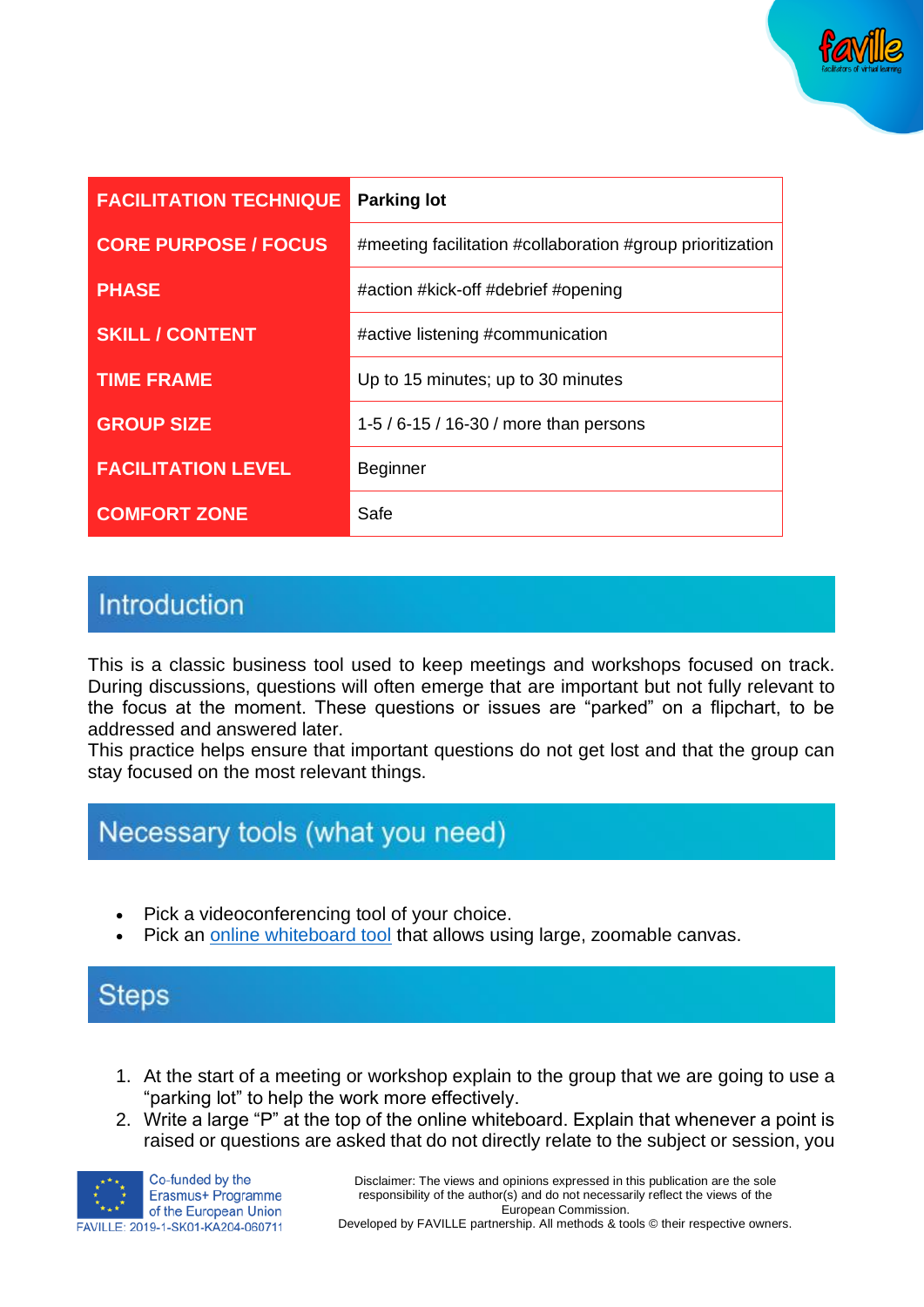| | |
|---|---|
| **FACILITATION TECHNIQUE** | **Parking lot** |
| **CORE PURPOSE / FOCUS** | #meeting facilitation #collaboration #group prioritization |
| **PHASE** | #action #kick-off #debrief #opening |
| **SKILL / CONTENT** | #active listening #communication |
| **TIME FRAME** | Up to 15 minutes; up to 30 minutes |
| **GROUP SIZE** | 1-5 / 6-15 / 16-30 / more than persons |
| **FACILITATION LEVEL** | Beginner |
| **COMFORT ZONE** | Safe |

## Introduction

This is a classic business tool used to keep meetings and workshops focused on track. During discussions, questions will often emerge that are important but not fully relevant to the focus at the moment. These questions or issues are "parked" on a flipchart, to be addressed and answered later.
This practice helps ensure that important questions do not get lost and that the group can stay focused on the most relevant things.

## Necessary tools (what you need)

- Pick a videoconferencing tool of your choice.
- Pick an online whiteboard tool that allows using large, zoomable canvas.

## Steps

1. At the start of a meeting or workshop explain to the group that we are going to use a "parking lot" to help the work more effectively.
2. Write a large "P" at the top of the online whiteboard. Explain that whenever a point is raised or questions are asked that do not directly relate to the subject or session, you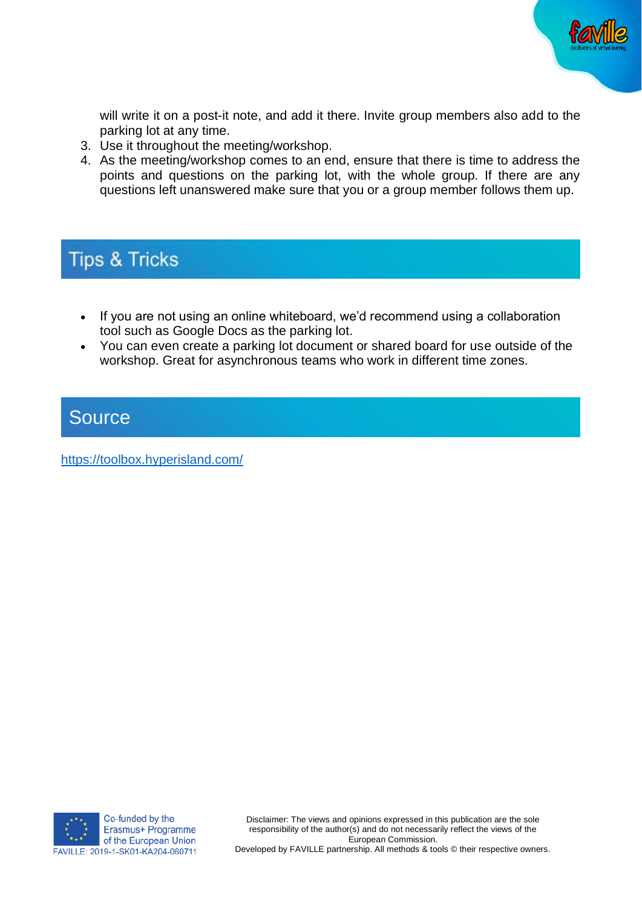will write it on a post-it note, and add it there. Invite group members also add to the parking lot at any time.

3. Use it throughout the meeting/workshop.
4. As the meeting/workshop comes to an end, ensure that there is time to address the points and questions on the parking lot, with the whole group. If there are any questions left unanswered make sure that you or a group member follows them up.

## Tips & Tricks

- If you are not using an online whiteboard, we'd recommend using a collaboration tool such as Google Docs as the parking lot.
- You can even create a parking lot document or shared board for use outside of the workshop. Great for asynchronous teams who work in different time zones.

## Source

https://toolbox.hyperisland.com/

Co-funded by the Erasmus+ Programme of the European Union
FAVILLE: 2019-1-SK01-KA204-060711

Disclaimer: The views and opinions expressed in this publication are the sole responsibility of the author(s) and do not necessarily reflect the views of the European Commission.
Developed by FAVILLE partnership. All methods & tools © their respective owners.